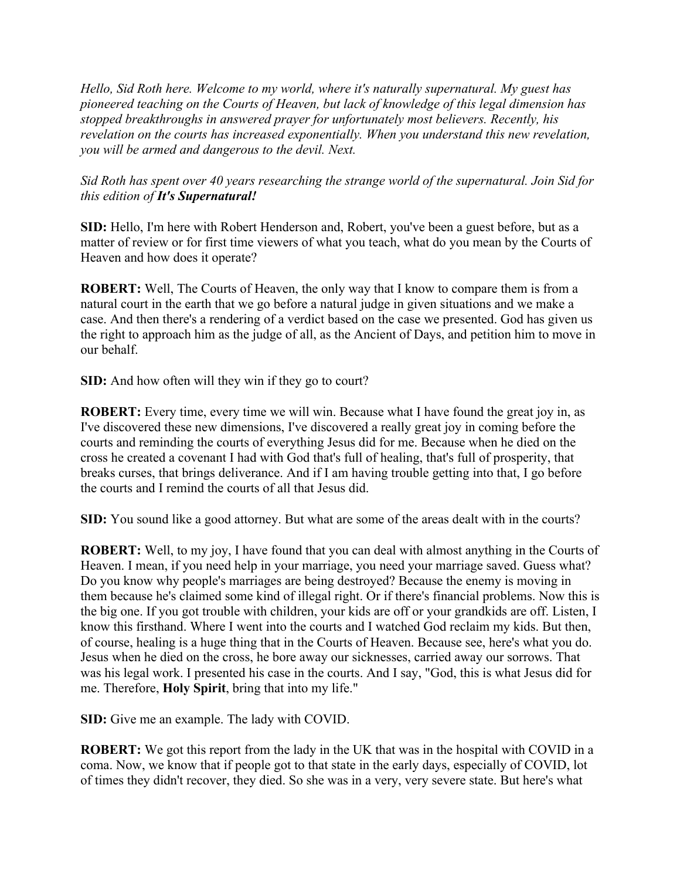*Hello, Sid Roth here. Welcome to my world, where it's naturally supernatural. My guest has pioneered teaching on the Courts of Heaven, but lack of knowledge of this legal dimension has stopped breakthroughs in answered prayer for unfortunately most believers. Recently, his revelation on the courts has increased exponentially. When you understand this new revelation, you will be armed and dangerous to the devil. Next.*

*Sid Roth has spent over 40 years researching the strange world of the supernatural. Join Sid for this edition of **It's Supernatural!***

**SID:** Hello, I'm here with Robert Henderson and, Robert, you've been a guest before, but as a matter of review or for first time viewers of what you teach, what do you mean by the Courts of Heaven and how does it operate?

**ROBERT:** Well, The Courts of Heaven, the only way that I know to compare them is from a natural court in the earth that we go before a natural judge in given situations and we make a case. And then there's a rendering of a verdict based on the case we presented. God has given us the right to approach him as the judge of all, as the Ancient of Days, and petition him to move in our behalf.

**SID:** And how often will they win if they go to court?

**ROBERT:** Every time, every time we will win. Because what I have found the great joy in, as I've discovered these new dimensions, I've discovered a really great joy in coming before the courts and reminding the courts of everything Jesus did for me. Because when he died on the cross he created a covenant I had with God that's full of healing, that's full of prosperity, that breaks curses, that brings deliverance. And if I am having trouble getting into that, I go before the courts and I remind the courts of all that Jesus did.

**SID:** You sound like a good attorney. But what are some of the areas dealt with in the courts?

**ROBERT:** Well, to my joy, I have found that you can deal with almost anything in the Courts of Heaven. I mean, if you need help in your marriage, you need your marriage saved. Guess what? Do you know why people's marriages are being destroyed? Because the enemy is moving in them because he's claimed some kind of illegal right. Or if there's financial problems. Now this is the big one. If you got trouble with children, your kids are off or your grandkids are off. Listen, I know this firsthand. Where I went into the courts and I watched God reclaim my kids. But then, of course, healing is a huge thing that in the Courts of Heaven. Because see, here's what you do. Jesus when he died on the cross, he bore away our sicknesses, carried away our sorrows. That was his legal work. I presented his case in the courts. And I say, "God, this is what Jesus did for me. Therefore, **Holy Spirit**, bring that into my life."

**SID:** Give me an example. The lady with COVID.

**ROBERT:** We got this report from the lady in the UK that was in the hospital with COVID in a coma. Now, we know that if people got to that state in the early days, especially of COVID, lot of times they didn't recover, they died. So she was in a very, very severe state. But here's what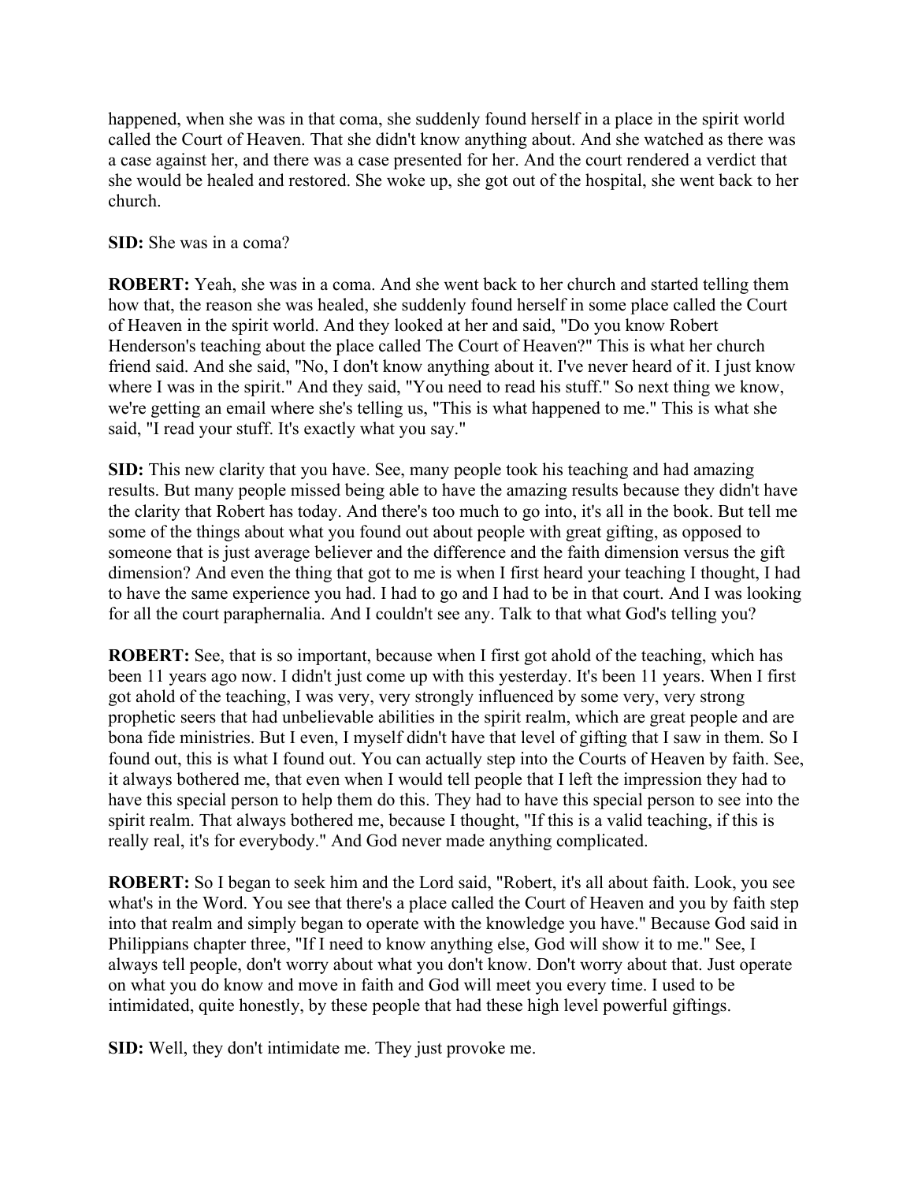happened, when she was in that coma, she suddenly found herself in a place in the spirit world called the Court of Heaven. That she didn't know anything about. And she watched as there was a case against her, and there was a case presented for her. And the court rendered a verdict that she would be healed and restored. She woke up, she got out of the hospital, she went back to her church.

**SID:** She was in a coma?

**ROBERT:** Yeah, she was in a coma. And she went back to her church and started telling them how that, the reason she was healed, she suddenly found herself in some place called the Court of Heaven in the spirit world. And they looked at her and said, "Do you know Robert Henderson's teaching about the place called The Court of Heaven?" This is what her church friend said. And she said, "No, I don't know anything about it. I've never heard of it. I just know where I was in the spirit." And they said, "You need to read his stuff." So next thing we know, we're getting an email where she's telling us, "This is what happened to me." This is what she said, "I read your stuff. It's exactly what you say."

**SID:** This new clarity that you have. See, many people took his teaching and had amazing results. But many people missed being able to have the amazing results because they didn't have the clarity that Robert has today. And there's too much to go into, it's all in the book. But tell me some of the things about what you found out about people with great gifting, as opposed to someone that is just average believer and the difference and the faith dimension versus the gift dimension? And even the thing that got to me is when I first heard your teaching I thought, I had to have the same experience you had. I had to go and I had to be in that court. And I was looking for all the court paraphernalia. And I couldn't see any. Talk to that what God's telling you?

**ROBERT:** See, that is so important, because when I first got ahold of the teaching, which has been 11 years ago now. I didn't just come up with this yesterday. It's been 11 years. When I first got ahold of the teaching, I was very, very strongly influenced by some very, very strong prophetic seers that had unbelievable abilities in the spirit realm, which are great people and are bona fide ministries. But I even, I myself didn't have that level of gifting that I saw in them. So I found out, this is what I found out. You can actually step into the Courts of Heaven by faith. See, it always bothered me, that even when I would tell people that I left the impression they had to have this special person to help them do this. They had to have this special person to see into the spirit realm. That always bothered me, because I thought, "If this is a valid teaching, if this is really real, it's for everybody." And God never made anything complicated.

**ROBERT:** So I began to seek him and the Lord said, "Robert, it's all about faith. Look, you see what's in the Word. You see that there's a place called the Court of Heaven and you by faith step into that realm and simply began to operate with the knowledge you have." Because God said in Philippians chapter three, "If I need to know anything else, God will show it to me." See, I always tell people, don't worry about what you don't know. Don't worry about that. Just operate on what you do know and move in faith and God will meet you every time. I used to be intimidated, quite honestly, by these people that had these high level powerful giftings.

**SID:** Well, they don't intimidate me. They just provoke me.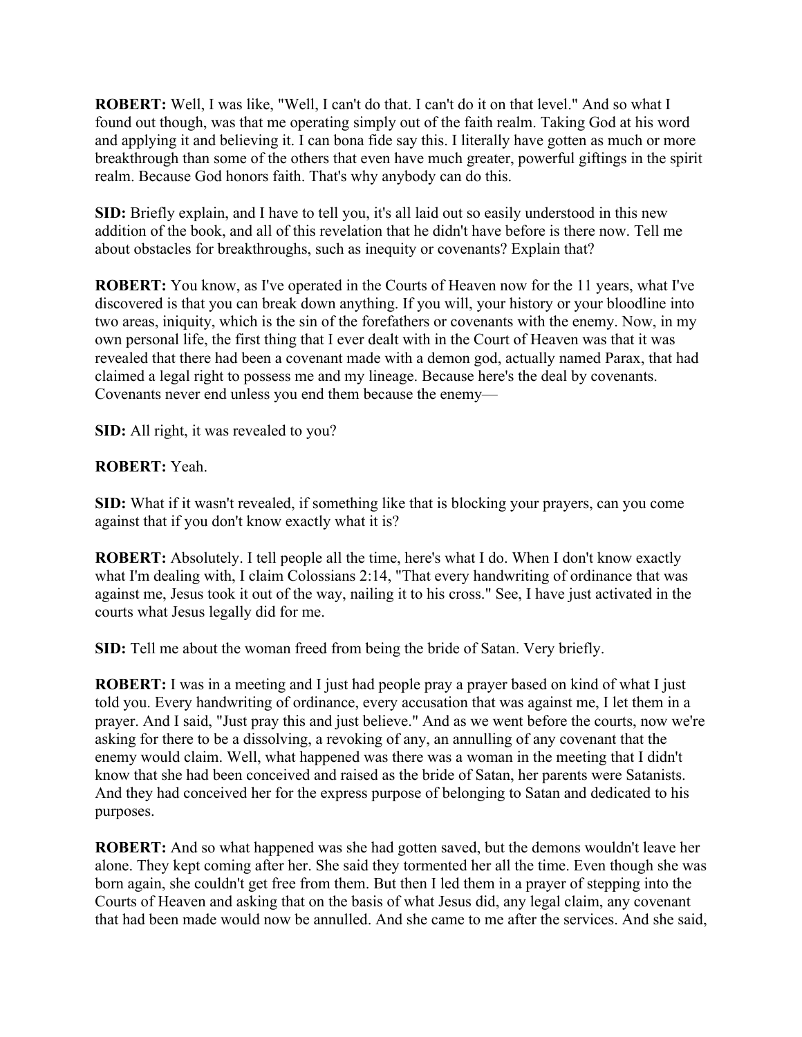**ROBERT:** Well, I was like, "Well, I can't do that. I can't do it on that level." And so what I found out though, was that me operating simply out of the faith realm. Taking God at his word and applying it and believing it. I can bona fide say this. I literally have gotten as much or more breakthrough than some of the others that even have much greater, powerful giftings in the spirit realm. Because God honors faith. That's why anybody can do this.

**SID:** Briefly explain, and I have to tell you, it's all laid out so easily understood in this new addition of the book, and all of this revelation that he didn't have before is there now. Tell me about obstacles for breakthroughs, such as inequity or covenants? Explain that?

**ROBERT:** You know, as I've operated in the Courts of Heaven now for the 11 years, what I've discovered is that you can break down anything. If you will, your history or your bloodline into two areas, iniquity, which is the sin of the forefathers or covenants with the enemy. Now, in my own personal life, the first thing that I ever dealt with in the Court of Heaven was that it was revealed that there had been a covenant made with a demon god, actually named Parax, that had claimed a legal right to possess me and my lineage. Because here's the deal by covenants. Covenants never end unless you end them because the enemy—

**SID:** All right, it was revealed to you?

**ROBERT:** Yeah.

**SID:** What if it wasn't revealed, if something like that is blocking your prayers, can you come against that if you don't know exactly what it is?

**ROBERT:** Absolutely. I tell people all the time, here's what I do. When I don't know exactly what I'm dealing with, I claim Colossians 2:14, "That every handwriting of ordinance that was against me, Jesus took it out of the way, nailing it to his cross." See, I have just activated in the courts what Jesus legally did for me.

**SID:** Tell me about the woman freed from being the bride of Satan. Very briefly.

**ROBERT:** I was in a meeting and I just had people pray a prayer based on kind of what I just told you. Every handwriting of ordinance, every accusation that was against me, I let them in a prayer. And I said, "Just pray this and just believe." And as we went before the courts, now we're asking for there to be a dissolving, a revoking of any, an annulling of any covenant that the enemy would claim. Well, what happened was there was a woman in the meeting that I didn't know that she had been conceived and raised as the bride of Satan, her parents were Satanists. And they had conceived her for the express purpose of belonging to Satan and dedicated to his purposes.

**ROBERT:** And so what happened was she had gotten saved, but the demons wouldn't leave her alone. They kept coming after her. She said they tormented her all the time. Even though she was born again, she couldn't get free from them. But then I led them in a prayer of stepping into the Courts of Heaven and asking that on the basis of what Jesus did, any legal claim, any covenant that had been made would now be annulled. And she came to me after the services. And she said,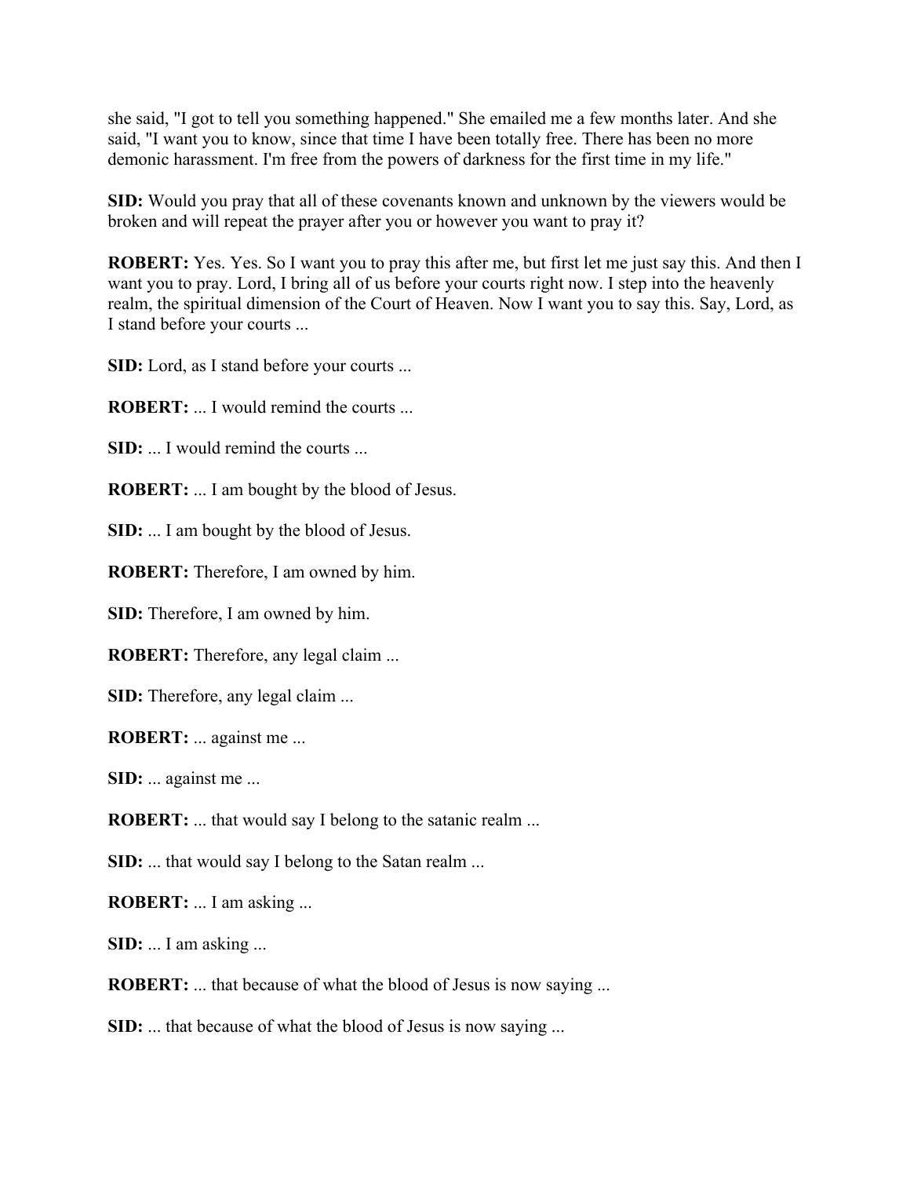she said, "I got to tell you something happened." She emailed me a few months later. And she said, "I want you to know, since that time I have been totally free. There has been no more demonic harassment. I'm free from the powers of darkness for the first time in my life."

**SID:** Would you pray that all of these covenants known and unknown by the viewers would be broken and will repeat the prayer after you or however you want to pray it?

**ROBERT:** Yes. Yes. So I want you to pray this after me, but first let me just say this. And then I want you to pray. Lord, I bring all of us before your courts right now. I step into the heavenly realm, the spiritual dimension of the Court of Heaven. Now I want you to say this. Say, Lord, as I stand before your courts ...

**SID:** Lord, as I stand before your courts ...

**ROBERT:** ... I would remind the courts ...

**SID:** ... I would remind the courts ...

**ROBERT:** ... I am bought by the blood of Jesus.

**SID:** ... I am bought by the blood of Jesus.

**ROBERT:** Therefore, I am owned by him.

**SID:** Therefore, I am owned by him.

**ROBERT:** Therefore, any legal claim ...

**SID:** Therefore, any legal claim ...

**ROBERT:** ... against me ...

**SID:** ... against me ...

**ROBERT:** ... that would say I belong to the satanic realm ...

**SID:** ... that would say I belong to the Satan realm ...

**ROBERT:** ... I am asking ...

**SID:** ... I am asking ...

**ROBERT:** ... that because of what the blood of Jesus is now saying ...

**SID:** ... that because of what the blood of Jesus is now saying ...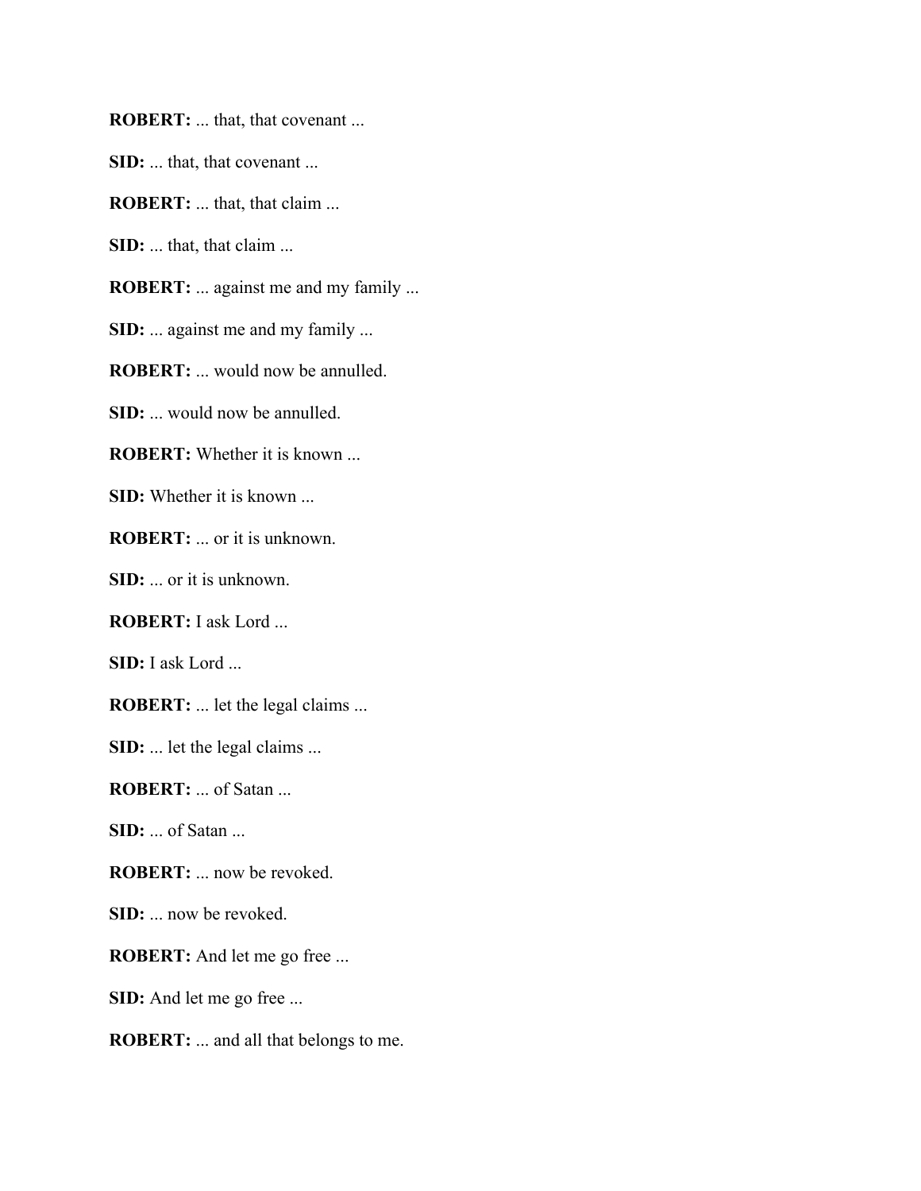**ROBERT:** ... that, that covenant ...

**SID:** ... that, that covenant ...

**ROBERT:** ... that, that claim ...

**SID:** ... that, that claim ...

**ROBERT:** ... against me and my family ...

**SID:** ... against me and my family ...

**ROBERT:** ... would now be annulled.

**SID:** ... would now be annulled.

**ROBERT:** Whether it is known ...

**SID:** Whether it is known ...

**ROBERT:** ... or it is unknown.

**SID:** ... or it is unknown.

**ROBERT:** I ask Lord ...

**SID:** I ask Lord ...

**ROBERT:** ... let the legal claims ...

**SID:** ... let the legal claims ...

**ROBERT:** ... of Satan ...

**SID:** ... of Satan ...

**ROBERT:** ... now be revoked.

**SID:** ... now be revoked.

**ROBERT:** And let me go free ...

**SID:** And let me go free ...

**ROBERT:** ... and all that belongs to me.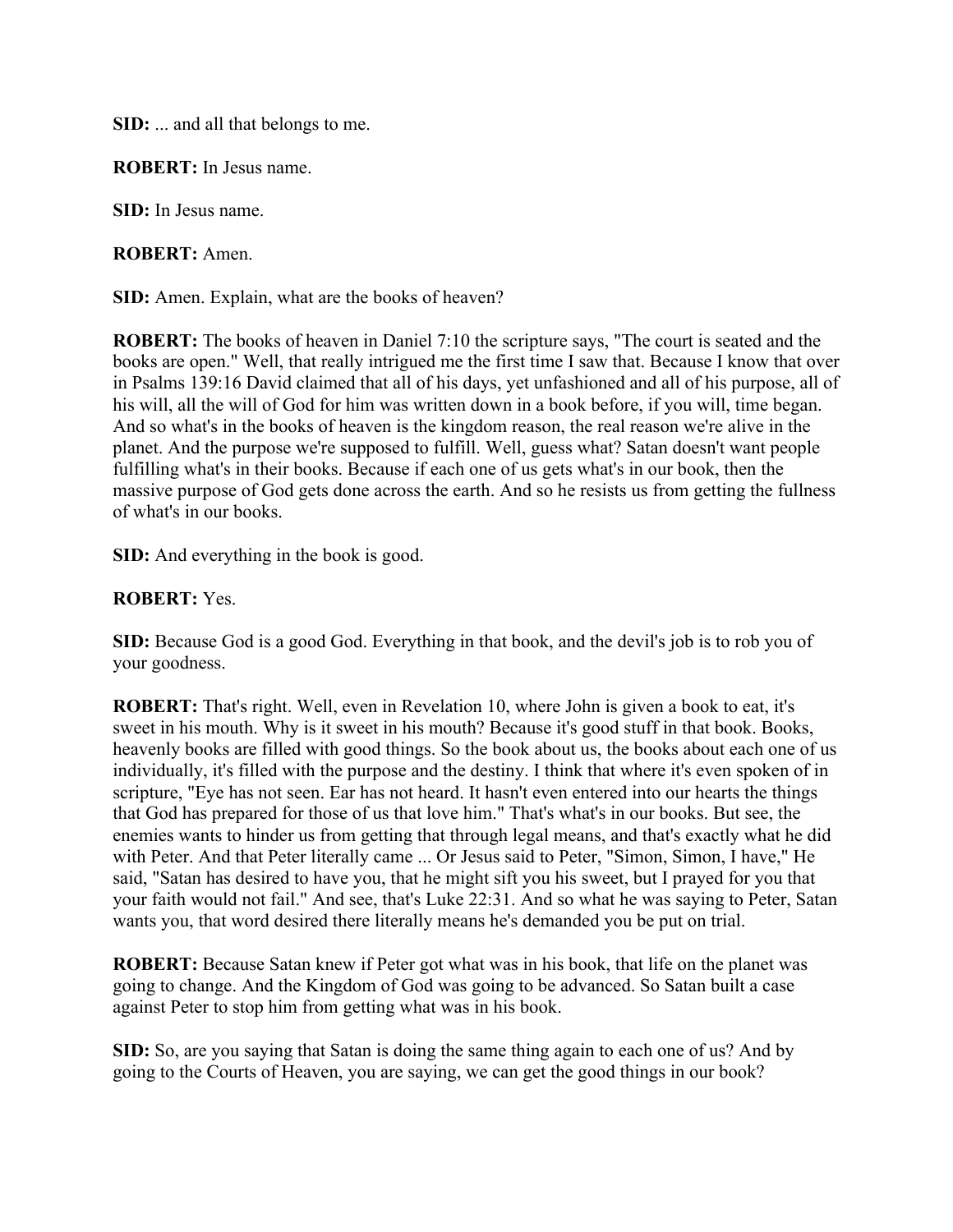**SID:** ... and all that belongs to me.

**ROBERT:** In Jesus name.

**SID:** In Jesus name.

**ROBERT:** Amen.

**SID:** Amen. Explain, what are the books of heaven?

**ROBERT:** The books of heaven in Daniel 7:10 the scripture says, "The court is seated and the books are open." Well, that really intrigued me the first time I saw that. Because I know that over in Psalms 139:16 David claimed that all of his days, yet unfashioned and all of his purpose, all of his will, all the will of God for him was written down in a book before, if you will, time began. And so what's in the books of heaven is the kingdom reason, the real reason we're alive in the planet. And the purpose we're supposed to fulfill. Well, guess what? Satan doesn't want people fulfilling what's in their books. Because if each one of us gets what's in our book, then the massive purpose of God gets done across the earth. And so he resists us from getting the fullness of what's in our books.

**SID:** And everything in the book is good.

**ROBERT:** Yes.

**SID:** Because God is a good God. Everything in that book, and the devil's job is to rob you of your goodness.

**ROBERT:** That's right. Well, even in Revelation 10, where John is given a book to eat, it's sweet in his mouth. Why is it sweet in his mouth? Because it's good stuff in that book. Books, heavenly books are filled with good things. So the book about us, the books about each one of us individually, it's filled with the purpose and the destiny. I think that where it's even spoken of in scripture, "Eye has not seen. Ear has not heard. It hasn't even entered into our hearts the things that God has prepared for those of us that love him." That's what's in our books. But see, the enemies wants to hinder us from getting that through legal means, and that's exactly what he did with Peter. And that Peter literally came ... Or Jesus said to Peter, "Simon, Simon, I have," He said, "Satan has desired to have you, that he might sift you his sweet, but I prayed for you that your faith would not fail." And see, that's Luke 22:31. And so what he was saying to Peter, Satan wants you, that word desired there literally means he's demanded you be put on trial.

**ROBERT:** Because Satan knew if Peter got what was in his book, that life on the planet was going to change. And the Kingdom of God was going to be advanced. So Satan built a case against Peter to stop him from getting what was in his book.

**SID:** So, are you saying that Satan is doing the same thing again to each one of us? And by going to the Courts of Heaven, you are saying, we can get the good things in our book?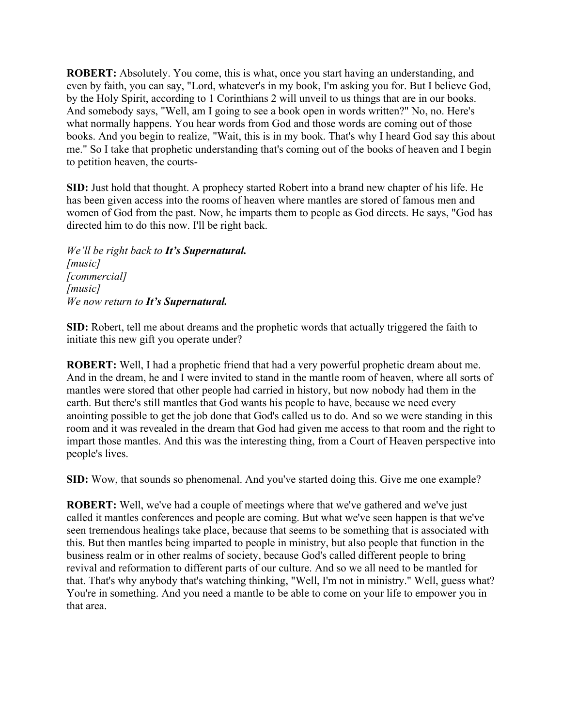**ROBERT:** Absolutely. You come, this is what, once you start having an understanding, and even by faith, you can say, "Lord, whatever's in my book, I'm asking you for. But I believe God, by the Holy Spirit, according to 1 Corinthians 2 will unveil to us things that are in our books. And somebody says, "Well, am I going to see a book open in words written?" No, no. Here's what normally happens. You hear words from God and those words are coming out of those books. And you begin to realize, "Wait, this is in my book. That's why I heard God say this about me." So I take that prophetic understanding that's coming out of the books of heaven and I begin to petition heaven, the courts-

**SID:** Just hold that thought. A prophecy started Robert into a brand new chapter of his life. He has been given access into the rooms of heaven where mantles are stored of famous men and women of God from the past. Now, he imparts them to people as God directs. He says, "God has directed him to do this now. I'll be right back.

*We'll be right back to* ***It's Supernatural.***
*[music]*
*[commercial]*
*[music]*
*We now return to* ***It's Supernatural.***

**SID:** Robert, tell me about dreams and the prophetic words that actually triggered the faith to initiate this new gift you operate under?

**ROBERT:** Well, I had a prophetic friend that had a very powerful prophetic dream about me. And in the dream, he and I were invited to stand in the mantle room of heaven, where all sorts of mantles were stored that other people had carried in history, but now nobody had them in the earth. But there's still mantles that God wants his people to have, because we need every anointing possible to get the job done that God's called us to do. And so we were standing in this room and it was revealed in the dream that God had given me access to that room and the right to impart those mantles. And this was the interesting thing, from a Court of Heaven perspective into people's lives.

**SID:** Wow, that sounds so phenomenal. And you've started doing this. Give me one example?

**ROBERT:** Well, we've had a couple of meetings where that we've gathered and we've just called it mantles conferences and people are coming. But what we've seen happen is that we've seen tremendous healings take place, because that seems to be something that is associated with this. But then mantles being imparted to people in ministry, but also people that function in the business realm or in other realms of society, because God's called different people to bring revival and reformation to different parts of our culture. And so we all need to be mantled for that. That's why anybody that's watching thinking, "Well, I'm not in ministry." Well, guess what? You're in something. And you need a mantle to be able to come on your life to empower you in that area.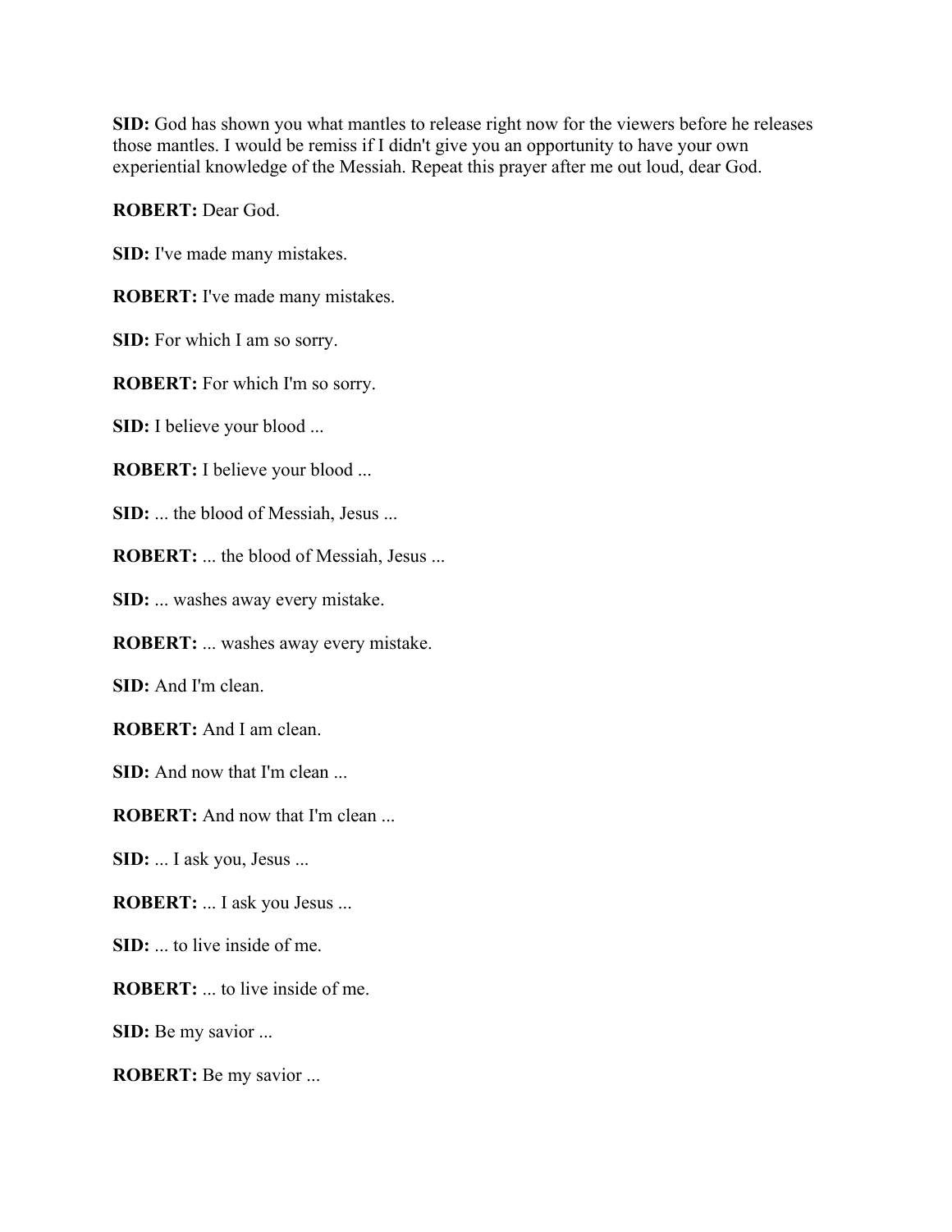**SID:** God has shown you what mantles to release right now for the viewers before he releases those mantles. I would be remiss if I didn't give you an opportunity to have your own experiential knowledge of the Messiah. Repeat this prayer after me out loud, dear God.

**ROBERT:** Dear God.

**SID:** I've made many mistakes.

**ROBERT:** I've made many mistakes.

**SID:** For which I am so sorry.

**ROBERT:** For which I'm so sorry.

**SID:** I believe your blood ...

**ROBERT:** I believe your blood ...

**SID:** ... the blood of Messiah, Jesus ...

**ROBERT:** ... the blood of Messiah, Jesus ...

**SID:** ... washes away every mistake.

**ROBERT:** ... washes away every mistake.

**SID:** And I'm clean.

**ROBERT:** And I am clean.

**SID:** And now that I'm clean ...

**ROBERT:** And now that I'm clean ...

**SID:** ... I ask you, Jesus ...

**ROBERT:** ... I ask you Jesus ...

**SID:** ... to live inside of me.

**ROBERT:** ... to live inside of me.

**SID:** Be my savior ...

**ROBERT:** Be my savior ...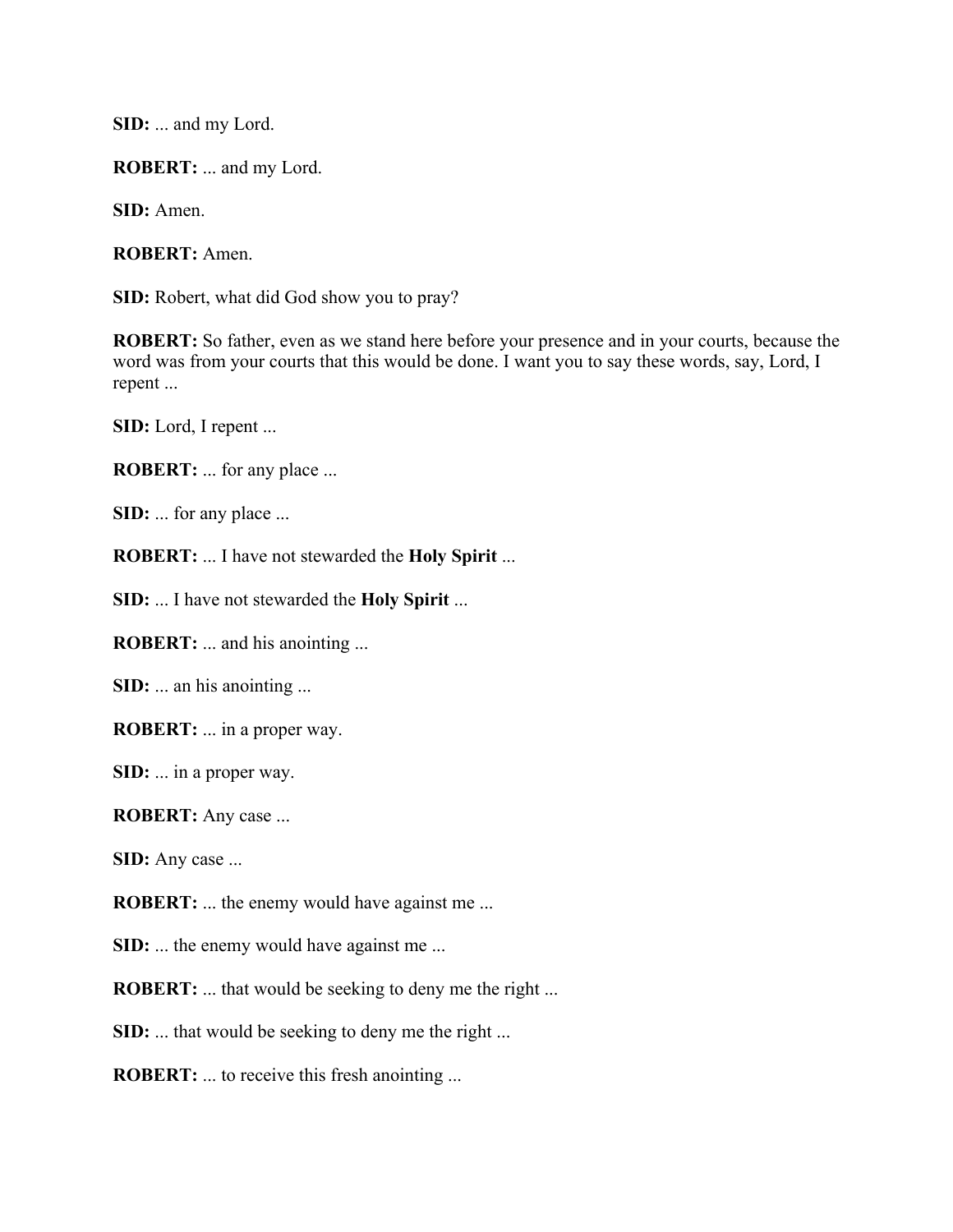**SID:** ... and my Lord.

**ROBERT:** ... and my Lord.

**SID:** Amen.

**ROBERT:** Amen.

**SID:** Robert, what did God show you to pray?

**ROBERT:** So father, even as we stand here before your presence and in your courts, because the word was from your courts that this would be done. I want you to say these words, say, Lord, I repent ...

**SID:** Lord, I repent ...

**ROBERT:** ... for any place ...

**SID:** ... for any place ...

**ROBERT:** ... I have not stewarded the **Holy Spirit** ...

**SID:** ... I have not stewarded the **Holy Spirit** ...

**ROBERT:** ... and his anointing ...

**SID:** ... an his anointing ...

**ROBERT:** ... in a proper way.

**SID:** ... in a proper way.

**ROBERT:** Any case ...

**SID:** Any case ...

**ROBERT:** ... the enemy would have against me ...

**SID:** ... the enemy would have against me ...

**ROBERT:** ... that would be seeking to deny me the right ...

**SID:** ... that would be seeking to deny me the right ...

**ROBERT:** ... to receive this fresh anointing ...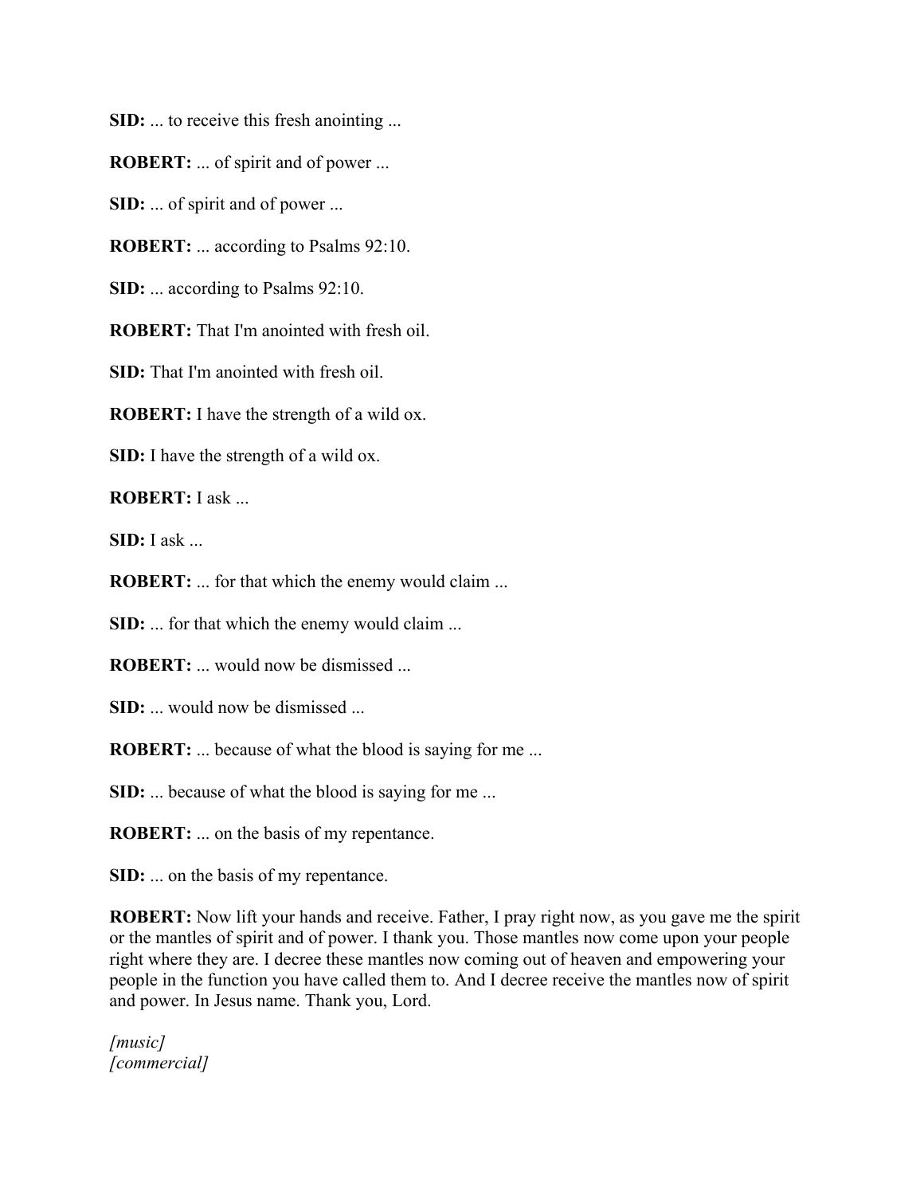**SID:** ... to receive this fresh anointing ...

**ROBERT:** ... of spirit and of power ...

**SID:** ... of spirit and of power ...

**ROBERT:** ... according to Psalms 92:10.

**SID:** ... according to Psalms 92:10.

**ROBERT:** That I'm anointed with fresh oil.

**SID:** That I'm anointed with fresh oil.

**ROBERT:** I have the strength of a wild ox.

**SID:** I have the strength of a wild ox.

**ROBERT:** I ask ...

**SID:** I ask ...

**ROBERT:** ... for that which the enemy would claim ...

**SID:** ... for that which the enemy would claim ...

**ROBERT:** ... would now be dismissed ...

**SID:** ... would now be dismissed ...

**ROBERT:** ... because of what the blood is saying for me ...

**SID:** ... because of what the blood is saying for me ...

**ROBERT:** ... on the basis of my repentance.

**SID:** ... on the basis of my repentance.

**ROBERT:** Now lift your hands and receive. Father, I pray right now, as you gave me the spirit or the mantles of spirit and of power. I thank you. Those mantles now come upon your people right where they are. I decree these mantles now coming out of heaven and empowering your people in the function you have called them to. And I decree receive the mantles now of spirit and power. In Jesus name. Thank you, Lord.

*[music]*
*[commercial]*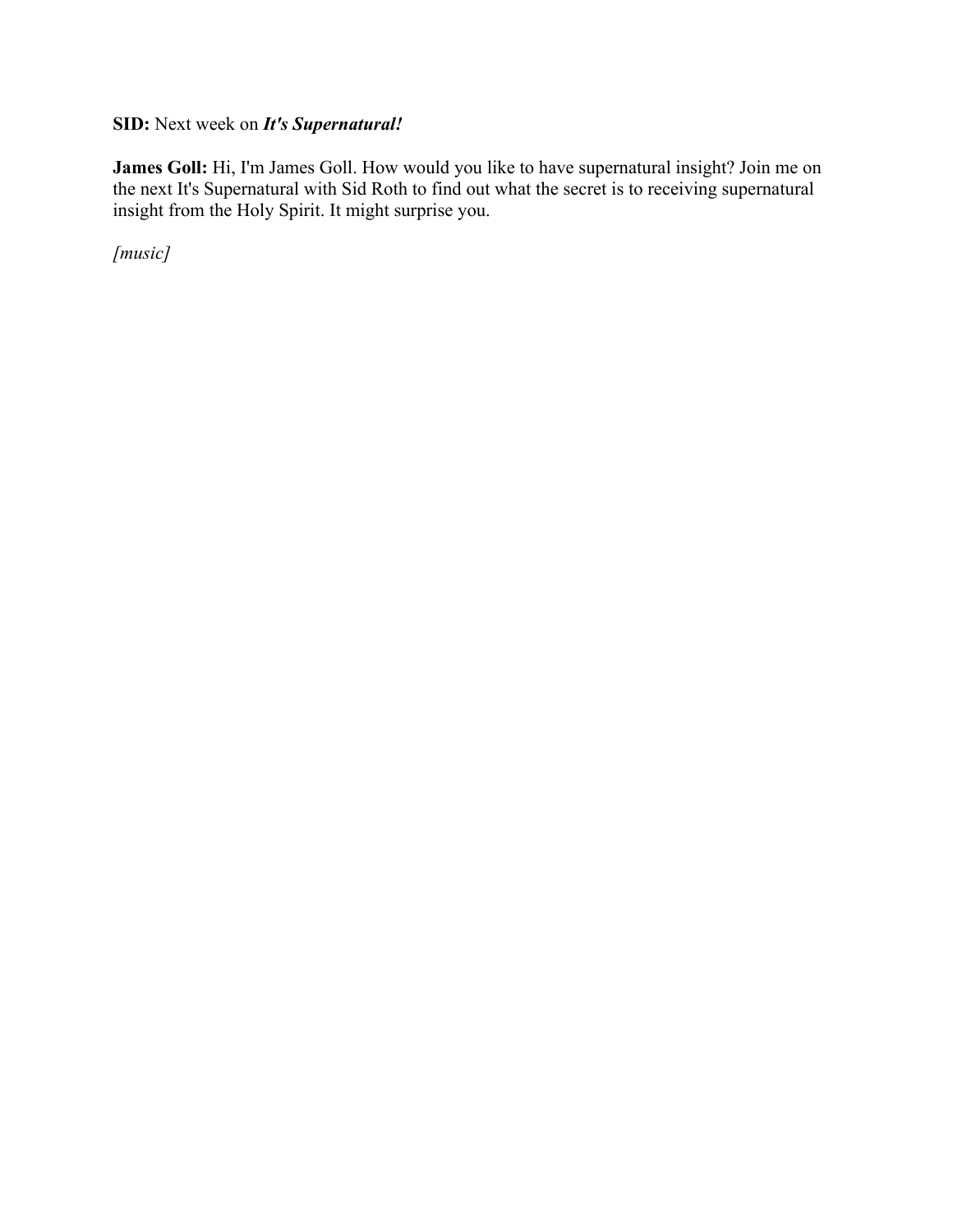**SID:** Next week on ***It's Supernatural!***

**James Goll:** Hi, I'm James Goll. How would you like to have supernatural insight? Join me on the next It's Supernatural with Sid Roth to find out what the secret is to receiving supernatural insight from the Holy Spirit. It might surprise you.

*[music]*